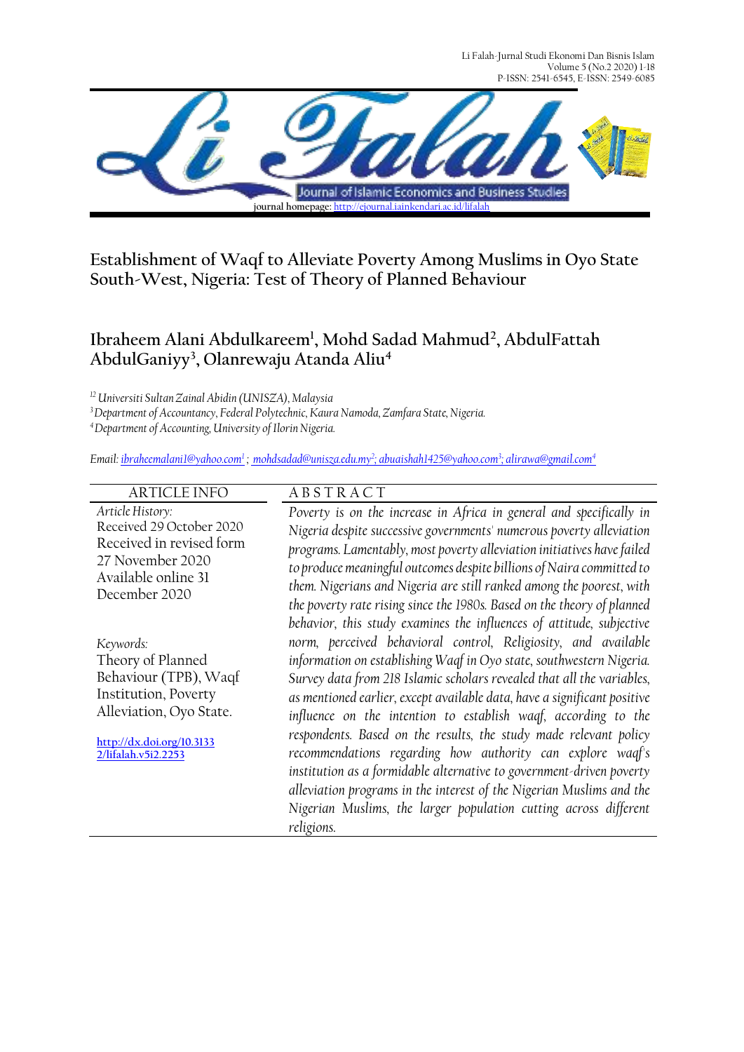journal homepage: http://ejournal.iainkendari.ac.id/lifalah

# Establishment of Waqf to Alleviate Poverty Among Muslims in Oyo State South-West, Nigeria: Test of Theory of Planned Behaviour

**Ibraheem Alani Abdulkareem[1], Mohd Sadad Mahmud[2], AbdulFattah AbdulGaniyy[3], Olanrewaju Atanda Aliu[4]**

*[12] Universiti Sultan Zainal Abidin (UNISZA), Malaysia*
*[3] Department of Accountancy, Federal Polytechnic, Kaura Namoda, Zamfara State, Nigeria.*
*[4] Department of Accounting, University of Ilorin Nigeria.*

*Email: ibraheemalani1@yahoo.com[1] ; mohdsadad@unisza.edu.my[2]; abuaishah1425@yahoo.com[3]; alirawa@gmail.com[4]*

**ARTICLE INFO**

*Article History:*
Received 29 October 2020
Received in revised form 27 November 2020
Available online 31 December 2020

*Keywords:*
Theory of Planned Behaviour (TPB), Waqf Institution, Poverty Alleviation, Oyo State.

http://dx.doi.org/10.31332/lifalah.v5i2.2253

**ABSTRACT**

*Poverty is on the increase in Africa in general and specifically in Nigeria despite successive governments' numerous poverty alleviation programs. Lamentably, most poverty alleviation initiatives have failed to produce meaningful outcomes despite billions of Naira committed to them. Nigerians and Nigeria are still ranked among the poorest, with the poverty rate rising since the 1980s. Based on the theory of planned behavior, this study examines the influences of attitude, subjective norm, perceived behavioral control, Religiosity, and available information on establishing Waqf in Oyo state, southwestern Nigeria. Survey data from 218 Islamic scholars revealed that all the variables, as mentioned earlier, except available data, have a significant positive influence on the intention to establish waqf, according to the respondents. Based on the results, the study made relevant policy recommendations regarding how authority can explore waqf's institution as a formidable alternative to government-driven poverty alleviation programs in the interest of the Nigerian Muslims and the Nigerian Muslims, the larger population cutting across different religions.*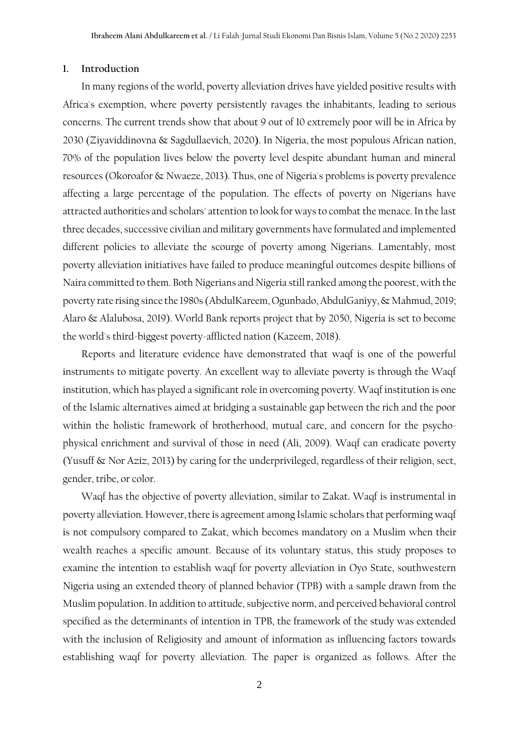## 1. Introduction

In many regions of the world, poverty alleviation drives have yielded positive results with Africa's exemption, where poverty persistently ravages the inhabitants, leading to serious concerns. The current trends show that about 9 out of 10 extremely poor will be in Africa by 2030 (Ziyaviddinovna & Sagdullaevich, 2020). In Nigeria, the most populous African nation, 70% of the population lives below the poverty level despite abundant human and mineral resources (Okoroafor & Nwaeze, 2013). Thus, one of Nigeria's problems is poverty prevalence affecting a large percentage of the population. The effects of poverty on Nigerians have attracted authorities and scholars' attention to look for ways to combat the menace. In the last three decades, successive civilian and military governments have formulated and implemented different policies to alleviate the scourge of poverty among Nigerians. Lamentably, most poverty alleviation initiatives have failed to produce meaningful outcomes despite billions of Naira committed to them. Both Nigerians and Nigeria still ranked among the poorest, with the poverty rate rising since the 1980s (AbdulKareem, Ogunbado, AbdulGaniyy, & Mahmud, 2019; Alaro & Alalubosa, 2019). World Bank reports project that by 2050, Nigeria is set to become the world's third-biggest poverty-afflicted nation (Kazeem, 2018).

Reports and literature evidence have demonstrated that waqf is one of the powerful instruments to mitigate poverty. An excellent way to alleviate poverty is through the Waqf institution, which has played a significant role in overcoming poverty. Waqf institution is one of the Islamic alternatives aimed at bridging a sustainable gap between the rich and the poor within the holistic framework of brotherhood, mutual care, and concern for the psycho-physical enrichment and survival of those in need (Ali, 2009). Waqf can eradicate poverty (Yusuff & Nor Aziz, 2013) by caring for the underprivileged, regardless of their religion, sect, gender, tribe, or color.

Waqf has the objective of poverty alleviation, similar to Zakat. Waqf is instrumental in poverty alleviation. However, there is agreement among Islamic scholars that performing waqf is not compulsory compared to Zakat, which becomes mandatory on a Muslim when their wealth reaches a specific amount. Because of its voluntary status, this study proposes to examine the intention to establish waqf for poverty alleviation in Oyo State, southwestern Nigeria using an extended theory of planned behavior (TPB) with a sample drawn from the Muslim population. In addition to attitude, subjective norm, and perceived behavioral control specified as the determinants of intention in TPB, the framework of the study was extended with the inclusion of Religiosity and amount of information as influencing factors towards establishing waqf for poverty alleviation. The paper is organized as follows. After the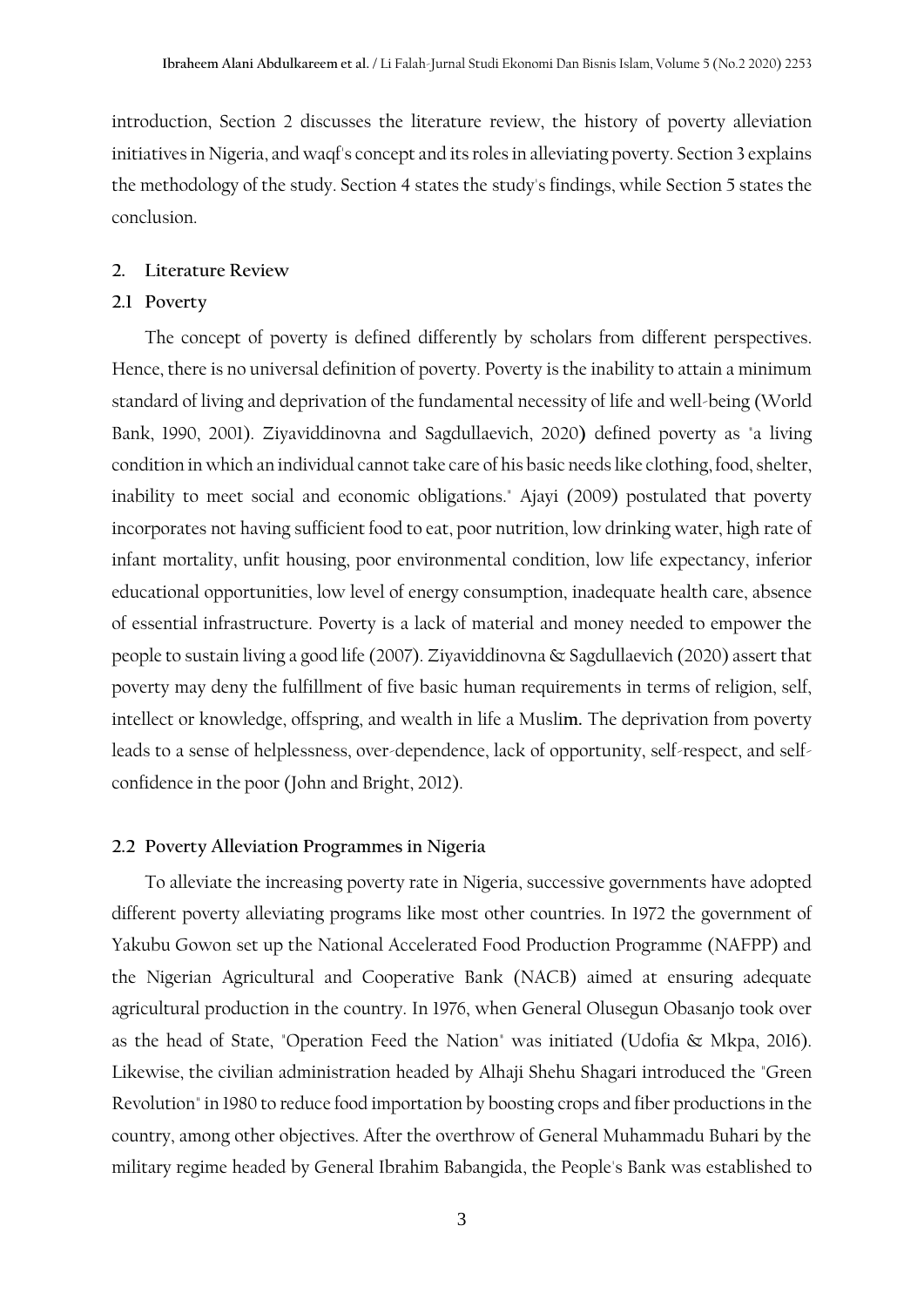introduction, Section 2 discusses the literature review, the history of poverty alleviation initiatives in Nigeria, and waqf's concept and its roles in alleviating poverty. Section 3 explains the methodology of the study. Section 4 states the study's findings, while Section 5 states the conclusion.

## 2. Literature Review

### 2.1 Poverty

The concept of poverty is defined differently by scholars from different perspectives. Hence, there is no universal definition of poverty. Poverty is the inability to attain a minimum standard of living and deprivation of the fundamental necessity of life and well-being (World Bank, 1990, 2001). Ziyaviddinovna and Sagdullaevich, 2020) defined poverty as "a living condition in which an individual cannot take care of his basic needs like clothing, food, shelter, inability to meet social and economic obligations." Ajayi (2009) postulated that poverty incorporates not having sufficient food to eat, poor nutrition, low drinking water, high rate of infant mortality, unfit housing, poor environmental condition, low life expectancy, inferior educational opportunities, low level of energy consumption, inadequate health care, absence of essential infrastructure. Poverty is a lack of material and money needed to empower the people to sustain living a good life (2007). Ziyaviddinovna & Sagdullaevich (2020) assert that poverty may deny the fulfillment of five basic human requirements in terms of religion, self, intellect or knowledge, offspring, and wealth in life a Muslim. The deprivation from poverty leads to a sense of helplessness, over-dependence, lack of opportunity, self-respect, and self-confidence in the poor (John and Bright, 2012).

### 2.2 Poverty Alleviation Programmes in Nigeria

To alleviate the increasing poverty rate in Nigeria, successive governments have adopted different poverty alleviating programs like most other countries. In 1972 the government of Yakubu Gowon set up the National Accelerated Food Production Programme (NAFPP) and the Nigerian Agricultural and Cooperative Bank (NACB) aimed at ensuring adequate agricultural production in the country. In 1976, when General Olusegun Obasanjo took over as the head of State, "Operation Feed the Nation" was initiated (Udofia & Mkpa, 2016). Likewise, the civilian administration headed by Alhaji Shehu Shagari introduced the "Green Revolution" in 1980 to reduce food importation by boosting crops and fiber productions in the country, among other objectives. After the overthrow of General Muhammadu Buhari by the military regime headed by General Ibrahim Babangida, the People's Bank was established to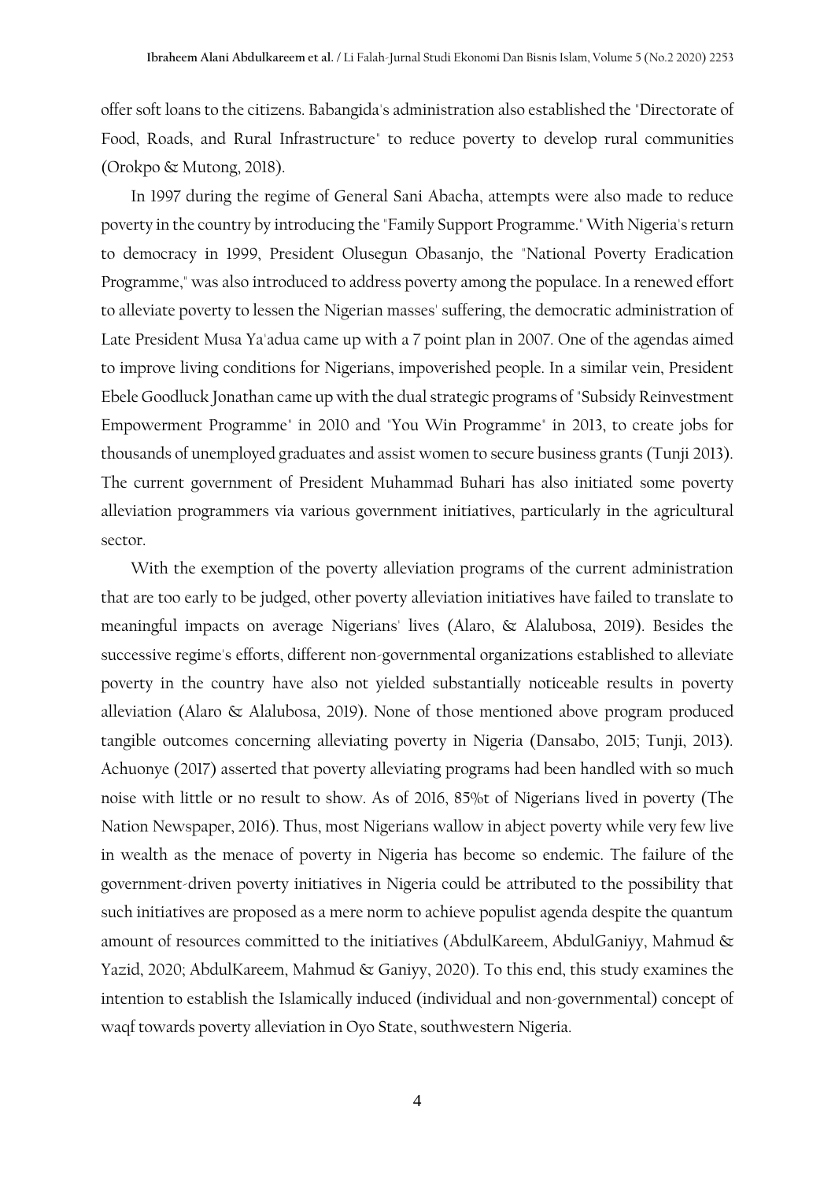offer soft loans to the citizens. Babangida's administration also established the "Directorate of Food, Roads, and Rural Infrastructure" to reduce poverty to develop rural communities (Orokpo & Mutong, 2018).

In 1997 during the regime of General Sani Abacha, attempts were also made to reduce poverty in the country by introducing the "Family Support Programme." With Nigeria's return to democracy in 1999, President Olusegun Obasanjo, the "National Poverty Eradication Programme," was also introduced to address poverty among the populace. In a renewed effort to alleviate poverty to lessen the Nigerian masses' suffering, the democratic administration of Late President Musa Ya'adua came up with a 7 point plan in 2007. One of the agendas aimed to improve living conditions for Nigerians, impoverished people. In a similar vein, President Ebele Goodluck Jonathan came up with the dual strategic programs of "Subsidy Reinvestment Empowerment Programme" in 2010 and "You Win Programme" in 2013, to create jobs for thousands of unemployed graduates and assist women to secure business grants (Tunji 2013). The current government of President Muhammad Buhari has also initiated some poverty alleviation programmers via various government initiatives, particularly in the agricultural sector.

With the exemption of the poverty alleviation programs of the current administration that are too early to be judged, other poverty alleviation initiatives have failed to translate to meaningful impacts on average Nigerians' lives (Alaro, & Alalubosa, 2019). Besides the successive regime's efforts, different non-governmental organizations established to alleviate poverty in the country have also not yielded substantially noticeable results in poverty alleviation (Alaro & Alalubosa, 2019). None of those mentioned above program produced tangible outcomes concerning alleviating poverty in Nigeria (Dansabo, 2015; Tunji, 2013). Achuonye (2017) asserted that poverty alleviating programs had been handled with so much noise with little or no result to show. As of 2016, 85%t of Nigerians lived in poverty (The Nation Newspaper, 2016). Thus, most Nigerians wallow in abject poverty while very few live in wealth as the menace of poverty in Nigeria has become so endemic. The failure of the government-driven poverty initiatives in Nigeria could be attributed to the possibility that such initiatives are proposed as a mere norm to achieve populist agenda despite the quantum amount of resources committed to the initiatives (AbdulKareem, AbdulGaniyy, Mahmud & Yazid, 2020; AbdulKareem, Mahmud & Ganiyy, 2020). To this end, this study examines the intention to establish the Islamically induced (individual and non-governmental) concept of waqf towards poverty alleviation in Oyo State, southwestern Nigeria.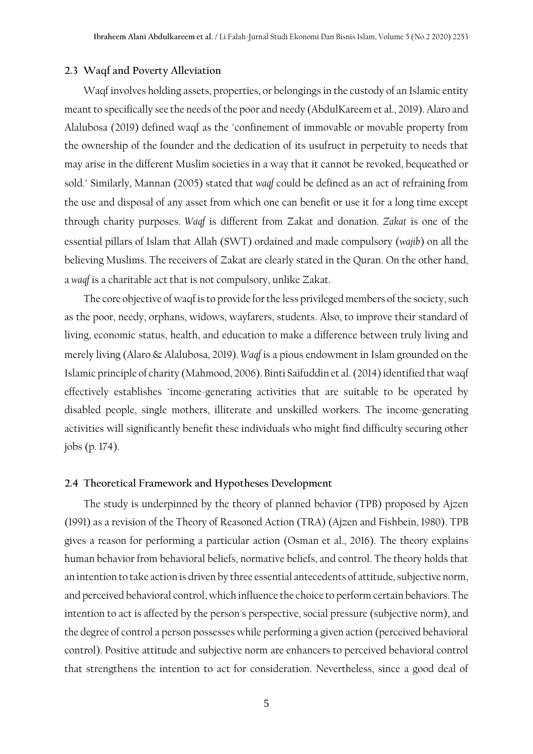### 2.3 Waqf and Poverty Alleviation

Waqf involves holding assets, properties, or belongings in the custody of an Islamic entity meant to specifically see the needs of the poor and needy (AbdulKareem et al., 2019). Alaro and Alalubosa (2019) defined waqf as the "confinement of immovable or movable property from the ownership of the founder and the dedication of its usufruct in perpetuity to needs that may arise in the different Muslim societies in a way that it cannot be revoked, bequeathed or sold." Similarly, Mannan (2005) stated that *waqf* could be defined as an act of refraining from the use and disposal of any asset from which one can benefit or use it for a long time except through charity purposes. *Waqf* is different from Zakat and donation. *Zakat* is one of the essential pillars of Islam that Allah (SWT) ordained and made compulsory (*wajib*) on all the believing Muslims. The receivers of Zakat are clearly stated in the Quran. On the other hand, a *waqf* is a charitable act that is not compulsory, unlike Zakat.

The core objective of waqf is to provide for the less privileged members of the society, such as the poor, needy, orphans, widows, wayfarers, students. Also, to improve their standard of living, economic status, health, and education to make a difference between truly living and merely living (Alaro & Alalubosa, 2019). *Waqf* is a pious endowment in Islam grounded on the Islamic principle of charity (Mahmood, 2006). Binti Saifuddin et al. (2014) identified that waqf effectively establishes "income-generating activities that are suitable to be operated by disabled people, single mothers, illiterate and unskilled workers. The income-generating activities will significantly benefit these individuals who might find difficulty securing other jobs (p. 174).

### 2.4 Theoretical Framework and Hypotheses Development

The study is underpinned by the theory of planned behavior (TPB) proposed by Ajzen (1991) as a revision of the Theory of Reasoned Action (TRA) (Ajzen and Fishbein, 1980). TPB gives a reason for performing a particular action (Osman et al., 2016). The theory explains human behavior from behavioral beliefs, normative beliefs, and control. The theory holds that an intention to take action is driven by three essential antecedents of attitude, subjective norm, and perceived behavioral control, which influence the choice to perform certain behaviors. The intention to act is affected by the person's perspective, social pressure (subjective norm), and the degree of control a person possesses while performing a given action (perceived behavioral control). Positive attitude and subjective norm are enhancers to perceived behavioral control that strengthens the intention to act for consideration. Nevertheless, since a good deal of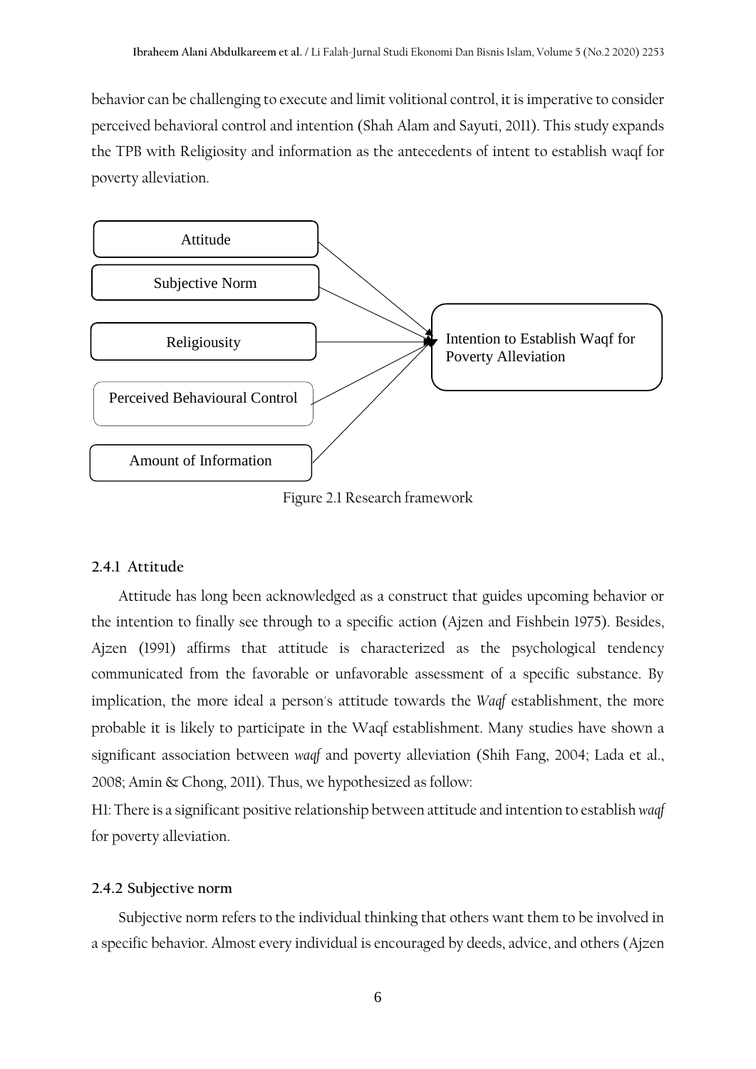behavior can be challenging to execute and limit volitional control, it is imperative to consider perceived behavioral control and intention (Shah Alam and Sayuti, 2011). This study expands the TPB with Religiosity and information as the antecedents of intent to establish waqf for poverty alleviation.

Figure 2.1 Research framework

#### 2.4.1 Attitude

Attitude has long been acknowledged as a construct that guides upcoming behavior or the intention to finally see through to a specific action (Ajzen and Fishbein 1975). Besides, Ajzen (1991) affirms that attitude is characterized as the psychological tendency communicated from the favorable or unfavorable assessment of a specific substance. By implication, the more ideal a person's attitude towards the *Waqf* establishment, the more probable it is likely to participate in the Waqf establishment. Many studies have shown a significant association between *waqf* and poverty alleviation (Shih Fang, 2004; Lada et al., 2008; Amin & Chong, 2011). Thus, we hypothesized as follow:

H1: There is a significant positive relationship between attitude and intention to establish *waqf* for poverty alleviation.

#### 2.4.2 Subjective norm

Subjective norm refers to the individual thinking that others want them to be involved in a specific behavior. Almost every individual is encouraged by deeds, advice, and others (Ajzen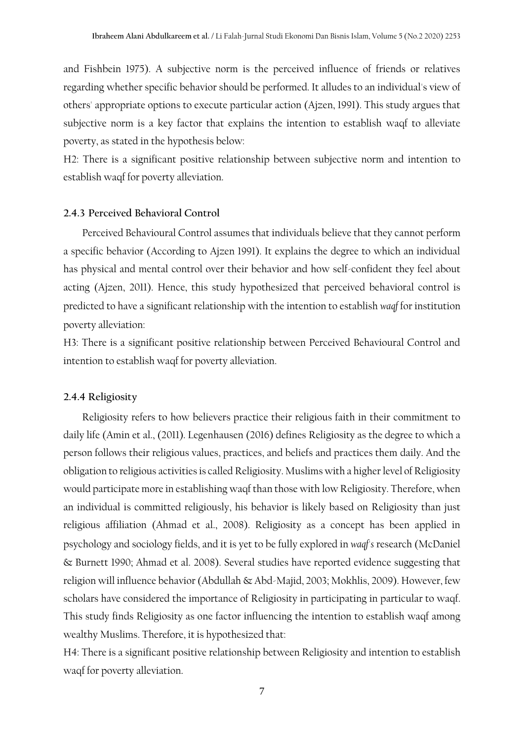and Fishbein 1975). A subjective norm is the perceived influence of friends or relatives regarding whether specific behavior should be performed. It alludes to an individual's view of others' appropriate options to execute particular action (Ajzen, 1991). This study argues that subjective norm is a key factor that explains the intention to establish waqf to alleviate poverty, as stated in the hypothesis below:

H2: There is a significant positive relationship between subjective norm and intention to establish waqf for poverty alleviation.

#### 2.4.3 Perceived Behavioral Control

Perceived Behavioural Control assumes that individuals believe that they cannot perform a specific behavior (According to Ajzen 1991). It explains the degree to which an individual has physical and mental control over their behavior and how self-confident they feel about acting (Ajzen, 2011). Hence, this study hypothesized that perceived behavioral control is predicted to have a significant relationship with the intention to establish *waqf* for institution poverty alleviation:

H3: There is a significant positive relationship between Perceived Behavioural Control and intention to establish waqf for poverty alleviation.

#### 2.4.4 Religiosity

Religiosity refers to how believers practice their religious faith in their commitment to daily life (Amin et al., (2011). Legenhausen (2016) defines Religiosity as the degree to which a person follows their religious values, practices, and beliefs and practices them daily. And the obligation to religious activities is called Religiosity. Muslims with a higher level of Religiosity would participate more in establishing waqf than those with low Religiosity. Therefore, when an individual is committed religiously, his behavior is likely based on Religiosity than just religious affiliation (Ahmad et al., 2008). Religiosity as a concept has been applied in psychology and sociology fields, and it is yet to be fully explored in *waqf's* research (McDaniel & Burnett 1990; Ahmad et al. 2008). Several studies have reported evidence suggesting that religion will influence behavior (Abdullah & Abd-Majid, 2003; Mokhlis, 2009). However, few scholars have considered the importance of Religiosity in participating in particular to waqf. This study finds Religiosity as one factor influencing the intention to establish waqf among wealthy Muslims. Therefore, it is hypothesized that:

H4: There is a significant positive relationship between Religiosity and intention to establish waqf for poverty alleviation.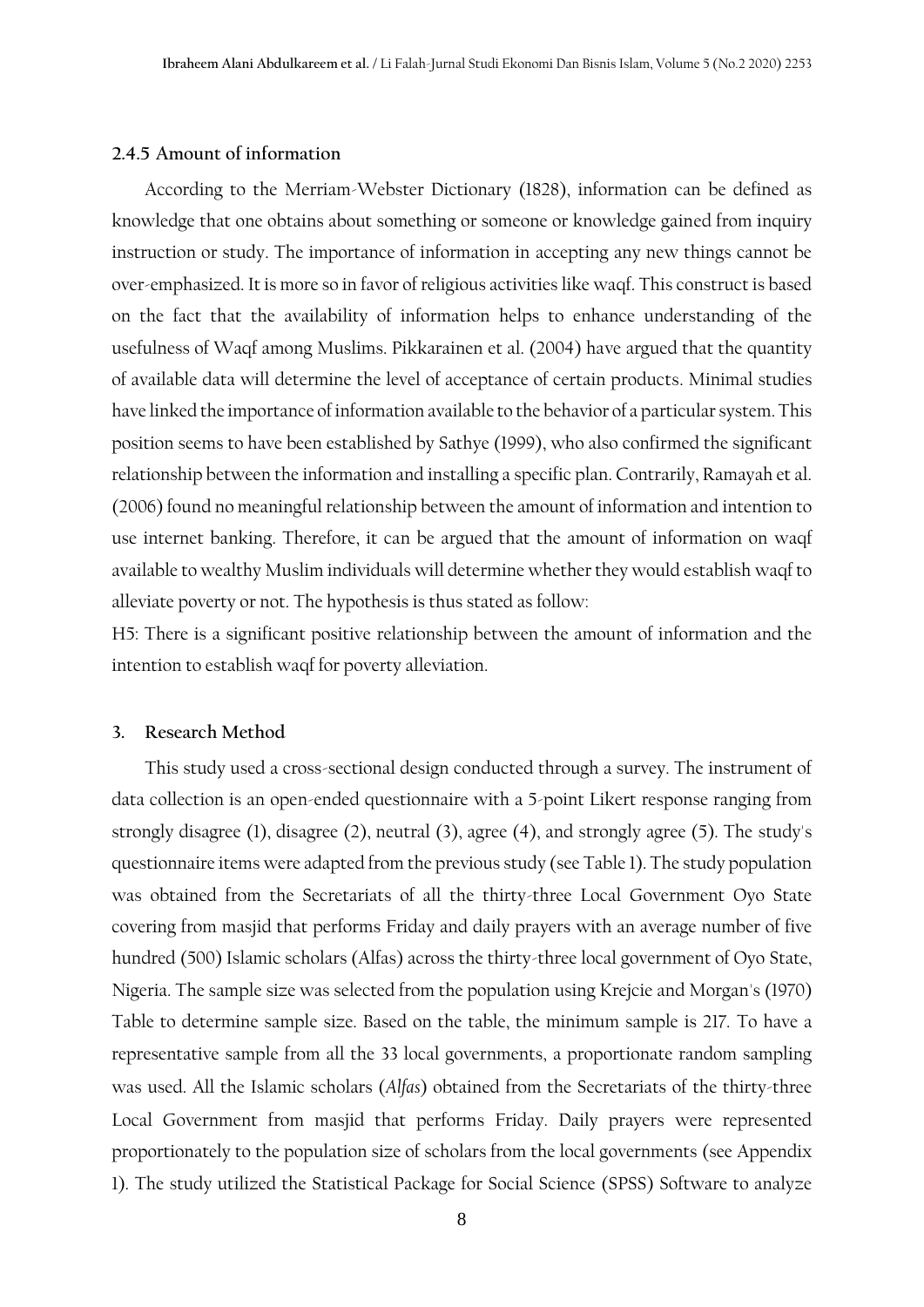### 2.4.5 Amount of information

According to the Merriam-Webster Dictionary (1828), information can be defined as knowledge that one obtains about something or someone or knowledge gained from inquiry instruction or study. The importance of information in accepting any new things cannot be over-emphasized. It is more so in favor of religious activities like waqf. This construct is based on the fact that the availability of information helps to enhance understanding of the usefulness of Waqf among Muslims. Pikkarainen et al. (2004) have argued that the quantity of available data will determine the level of acceptance of certain products. Minimal studies have linked the importance of information available to the behavior of a particular system. This position seems to have been established by Sathye (1999), who also confirmed the significant relationship between the information and installing a specific plan. Contrarily, Ramayah et al. (2006) found no meaningful relationship between the amount of information and intention to use internet banking. Therefore, it can be argued that the amount of information on waqf available to wealthy Muslim individuals will determine whether they would establish waqf to alleviate poverty or not. The hypothesis is thus stated as follow:

H5: There is a significant positive relationship between the amount of information and the intention to establish waqf for poverty alleviation.

## 3. Research Method

This study used a cross-sectional design conducted through a survey. The instrument of data collection is an open-ended questionnaire with a 5-point Likert response ranging from strongly disagree (1), disagree (2), neutral (3), agree (4), and strongly agree (5). The study's questionnaire items were adapted from the previous study (see Table 1). The study population was obtained from the Secretariats of all the thirty-three Local Government Oyo State covering from masjid that performs Friday and daily prayers with an average number of five hundred (500) Islamic scholars (Alfas) across the thirty-three local government of Oyo State, Nigeria. The sample size was selected from the population using Krejcie and Morgan's (1970) Table to determine sample size. Based on the table, the minimum sample is 217. To have a representative sample from all the 33 local governments, a proportionate random sampling was used. All the Islamic scholars (*Alfas*) obtained from the Secretariats of the thirty-three Local Government from masjid that performs Friday. Daily prayers were represented proportionately to the population size of scholars from the local governments (see Appendix 1). The study utilized the Statistical Package for Social Science (SPSS) Software to analyze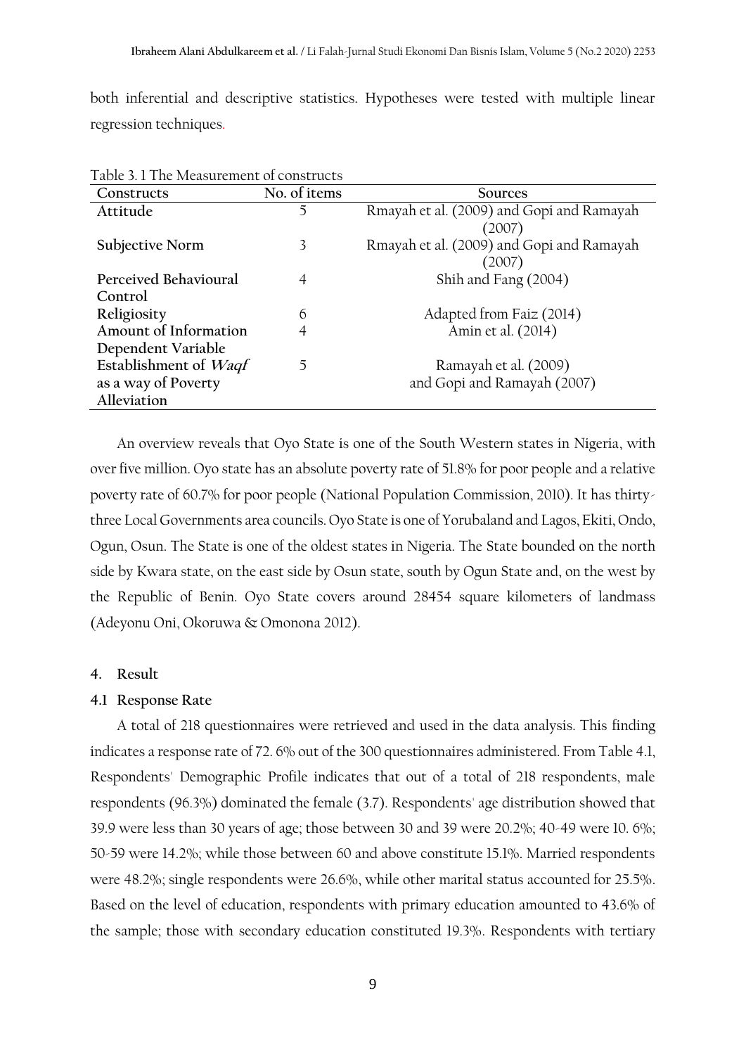both inferential and descriptive statistics. Hypotheses were tested with multiple linear regression techniques.

Table 3. 1 The Measurement of constructs

| Constructs | No. of items | Sources |
|---|---|---|
| **Attitude** | 5 | Rmayah et al. (2009) and Gopi and Ramayah (2007) |
| **Subjective Norm** | 3 | Rmayah et al. (2009) and Gopi and Ramayah (2007) |
| **Perceived Behavioural Control** | 4 | Shih and Fang (2004) |
| **Religiosity** | 6 | Adapted from Faiz (2014) |
| **Amount of Information** | 4 | Amin et al. (2014) |
| **Dependent Variable** | | |
| **Establishment of *Waqf* as a way of Poverty Alleviation** | 5 | Ramayah et al. (2009) and Gopi and Ramayah (2007) |

An overview reveals that Oyo State is one of the South Western states in Nigeria, with over five million. Oyo state has an absolute poverty rate of 51.8% for poor people and a relative poverty rate of 60.7% for poor people (National Population Commission, 2010). It has thirty-three Local Governments area councils. Oyo State is one of Yorubaland and Lagos, Ekiti, Ondo, Ogun, Osun. The State is one of the oldest states in Nigeria. The State bounded on the north side by Kwara state, on the east side by Osun state, south by Ogun State and, on the west by the Republic of Benin. Oyo State covers around 28454 square kilometers of landmass (Adeyonu Oni, Okoruwa & Omonona 2012).

## 4. Result

### 4.1 Response Rate

A total of 218 questionnaires were retrieved and used in the data analysis. This finding indicates a response rate of 72. 6% out of the 300 questionnaires administered. From Table 4.1, Respondents' Demographic Profile indicates that out of a total of 218 respondents, male respondents (96.3%) dominated the female (3.7). Respondents' age distribution showed that 39.9 were less than 30 years of age; those between 30 and 39 were 20.2%; 40-49 were 10. 6%; 50-59 were 14.2%; while those between 60 and above constitute 15.1%. Married respondents were 48.2%; single respondents were 26.6%, while other marital status accounted for 25.5%. Based on the level of education, respondents with primary education amounted to 43.6% of the sample; those with secondary education constituted 19.3%. Respondents with tertiary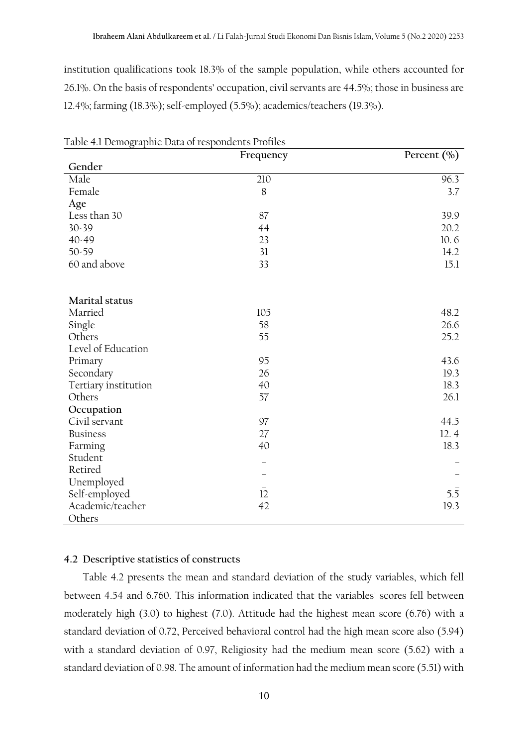institution qualifications took 18.3% of the sample population, while others accounted for 26.1%. On the basis of respondents' occupation, civil servants are 44.5%; those in business are 12.4%; farming (18.3%); self-employed (5.5%); academics/teachers (19.3%).

Table 4.1 Demographic Data of respondents Profiles

| | Frequency | Percent (%) |
|---|---|---|
| **Gender** | | |
| Male | 210 | 96.3 |
| Female | 8 | 3.7 |
| **Age** | | |
| Less than 30 | 87 | 39.9 |
| 30-39 | 44 | 20.2 |
| 40-49 | 23 | 10. 6 |
| 50-59 | 31 | 14.2 |
| 60 and above | 33 | 15.1 |
| **Marital status** | | |
| Married | 105 | 48.2 |
| Single | 58 | 26.6 |
| Others | 55 | 25.2 |
| Level of Education | | |
| Primary | 95 | 43.6 |
| Secondary | 26 | 19.3 |
| Tertiary institution | 40 | 18.3 |
| Others | 57 | 26.1 |
| **Occupation** | | |
| Civil servant | 97 | 44.5 |
| Business | 27 | 12. 4 |
| Farming | 40 | 18.3 |
| Student | – | – |
| Retired | – | – |
| Unemployed | – | – |
| Self-employed | 12 | 5.5 |
| Academic/teacher | 42 | 19.3 |
| Others | | |

**4.2 Descriptive statistics of constructs**

Table 4.2 presents the mean and standard deviation of the study variables, which fell between 4.54 and 6.760. This information indicated that the variables' scores fell between moderately high (3.0) to highest (7.0). Attitude had the highest mean score (6.76) with a standard deviation of 0.72, Perceived behavioral control had the high mean score also (5.94) with a standard deviation of 0.97, Religiosity had the medium mean score (5.62) with a standard deviation of 0.98. The amount of information had the medium mean score (5.51) with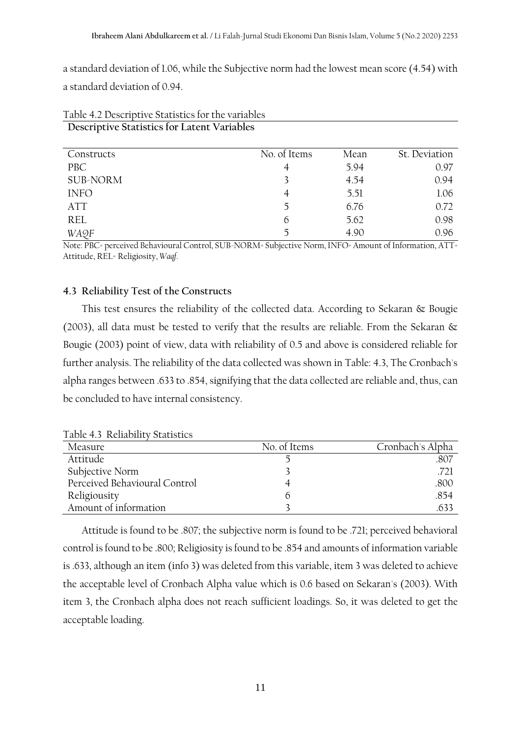a standard deviation of 1.06, while the Subjective norm had the lowest mean score (4.54) with a standard deviation of 0.94.

Table 4.2 Descriptive Statistics for the variables

**Descriptive Statistics for Latent Variables**

| Constructs | No. of Items | Mean | St. Deviation |
|---|---|---|---|
| PBC | 4 | 5.94 | 0.97 |
| SUB-NORM | 3 | 4.54 | 0.94 |
| INFO | 4 | 5.51 | 1.06 |
| ATT | 5 | 6.76 | 0.72 |
| REL | 6 | 5.62 | 0.98 |
| *WAQF* | 5 | 4.90 | 0.96 |

Note: PBC= perceived Behavioural Control, SUB-NORM= Subjective Norm, INFO= Amount of Information, ATT= Attitude, REL= Religiosity, *Waqf*.

### 4.3 Reliability Test of the Constructs

This test ensures the reliability of the collected data. According to Sekaran & Bougie (2003), all data must be tested to verify that the results are reliable. From the Sekaran & Bougie (2003) point of view, data with reliability of 0.5 and above is considered reliable for further analysis. The reliability of the data collected was shown in Table: 4.3, The Cronbach's alpha ranges between .633 to .854, signifying that the data collected are reliable and, thus, can be concluded to have internal consistency.

Table 4.3 Reliability Statistics

| Measure | No. of Items | Cronbach's Alpha |
|---|---|---|
| Attitude | 5 | .807 |
| Subjective Norm | 3 | .721 |
| Perceived Behavioural Control | 4 | .800 |
| Religiousity | 6 | .854 |
| Amount of information | 3 | .633 |

Attitude is found to be .807; the subjective norm is found to be .721; perceived behavioral control is found to be .800; Religiosity is found to be .854 and amounts of information variable is .633, although an item (info 3) was deleted from this variable, item 3 was deleted to achieve the acceptable level of Cronbach Alpha value which is 0.6 based on Sekaran's (2003). With item 3, the Cronbach alpha does not reach sufficient loadings. So, it was deleted to get the acceptable loading.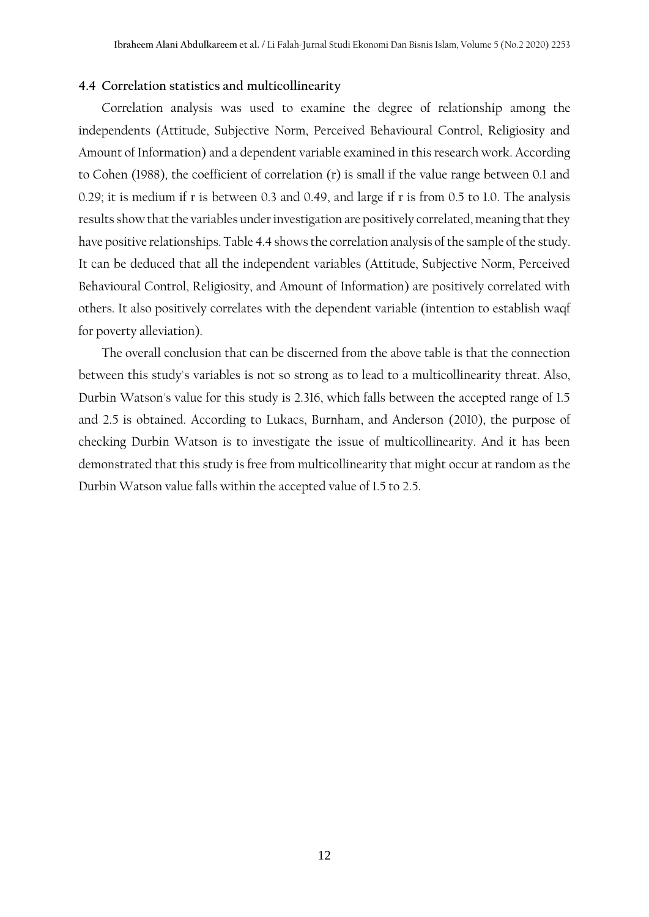### 4.4 Correlation statistics and multicollinearity

Correlation analysis was used to examine the degree of relationship among the independents (Attitude, Subjective Norm, Perceived Behavioural Control, Religiosity and Amount of Information) and a dependent variable examined in this research work. According to Cohen (1988), the coefficient of correlation (r) is small if the value range between 0.1 and 0.29; it is medium if r is between 0.3 and 0.49, and large if r is from 0.5 to 1.0. The analysis results show that the variables under investigation are positively correlated, meaning that they have positive relationships. Table 4.4 shows the correlation analysis of the sample of the study. It can be deduced that all the independent variables (Attitude, Subjective Norm, Perceived Behavioural Control, Religiosity, and Amount of Information) are positively correlated with others. It also positively correlates with the dependent variable (intention to establish waqf for poverty alleviation).

The overall conclusion that can be discerned from the above table is that the connection between this study's variables is not so strong as to lead to a multicollinearity threat. Also, Durbin Watson's value for this study is 2.316, which falls between the accepted range of 1.5 and 2.5 is obtained. According to Lukacs, Burnham, and Anderson (2010), the purpose of checking Durbin Watson is to investigate the issue of multicollinearity. And it has been demonstrated that this study is free from multicollinearity that might occur at random as the Durbin Watson value falls within the accepted value of 1.5 to 2.5.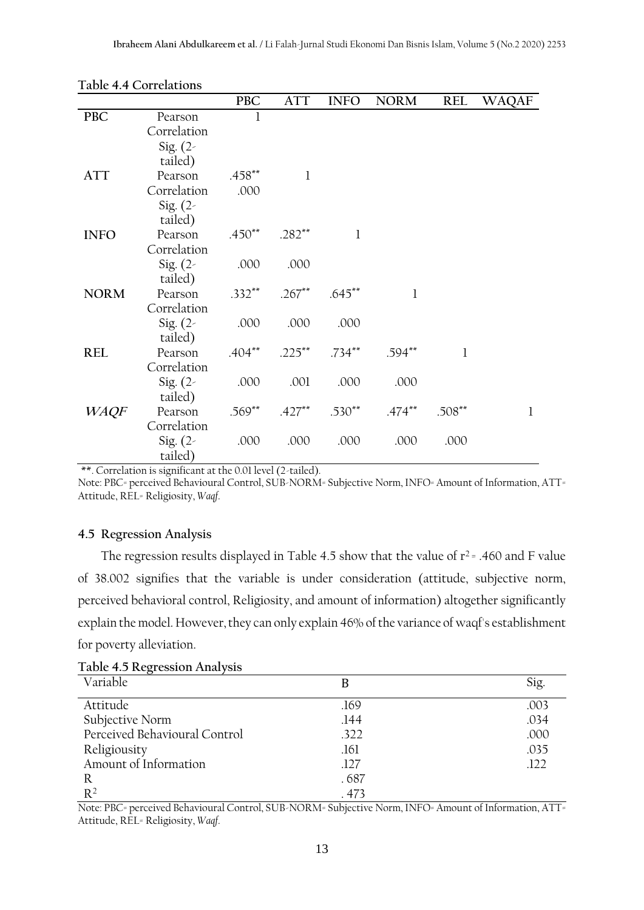**Table 4.4 Correlations**

| | | PBC | ATT | INFO | NORM | REL | WAQAF |
|---|---|---|---|---|---|---|---|
| **PBC** | Pearson Correlation | 1 | | | | | |
| | Sig. (2-tailed) | | | | | | |
| **ATT** | Pearson Correlation | .458** | 1 | | | | |
| | Sig. (2-tailed) | .000 | | | | | |
| **INFO** | Pearson Correlation | .450** | .282** | 1 | | | |
| | Sig. (2-tailed) | .000 | .000 | | | | |
| **NORM** | Pearson Correlation | .332** | .267** | .645** | 1 | | |
| | Sig. (2-tailed) | .000 | .000 | .000 | | | |
| **REL** | Pearson Correlation | .404** | .225** | .734** | .594** | 1 | |
| | Sig. (2-tailed) | .000 | .001 | .000 | .000 | | |
| ***WAQF*** | Pearson Correlation | .569** | .427** | .530** | .474** | .508** | 1 |
| | Sig. (2-tailed) | .000 | .000 | .000 | .000 | .000 | |

**. Correlation is significant at the 0.01 level (2-tailed).

Note: PBC= perceived Behavioural Control, SUB-NORM= Subjective Norm, INFO= Amount of Information, ATT= Attitude, REL= Religiosity, *Waqf*.

### 4.5 Regression Analysis

The regression results displayed in Table 4.5 show that the value of $r^2$ = .460 and F value of 38.002 signifies that the variable is under consideration (attitude, subjective norm, perceived behavioral control, Religiosity, and amount of information) altogether significantly explain the model. However, they can only explain 46% of the variance of waqf's establishment for poverty alleviation.

**Table 4.5 Regression Analysis**

| Variable | B | Sig. |
|---|---|---|
| Attitude | .169 | .003 |
| Subjective Norm | .144 | .034 |
| Perceived Behavioural Control | .322 | .000 |
| Religiousity | .161 | .035 |
| Amount of Information | .127 | .122 |
| R | . 687 | |
| $R^2$ | . 473 | |

Note: PBC= perceived Behavioural Control, SUB-NORM= Subjective Norm, INFO= Amount of Information, ATT= Attitude, REL= Religiosity, *Waqf*.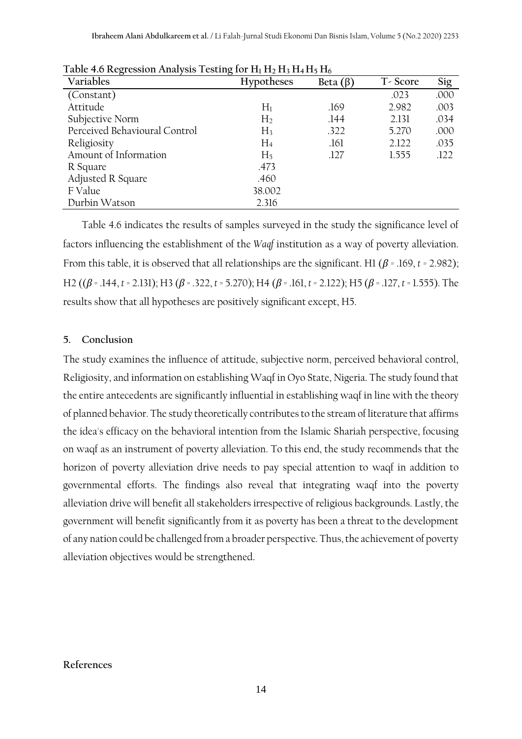**Table 4.6 Regression Analysis Testing for $H_1$ $H_2$ $H_3$ $H_4$ $H_5$ $H_6$**

| Variables | Hypotheses | Beta (β) | T- Score | Sig |
|---|---|---|---|---|
| (Constant) | | | .023 | .000 |
| Attitude | $H_1$ | .169 | 2.982 | .003 |
| Subjective Norm | $H_2$ | .144 | 2.131 | .034 |
| Perceived Behavioural Control | $H_3$ | .322 | 5.270 | .000 |
| Religiosity | $H_4$ | .161 | 2.122 | .035 |
| Amount of Information | $H_5$ | .127 | 1.555 | .122 |
| R Square | .473 | | | |
| Adjusted R Square | .460 | | | |
| F Value | 38.002 | | | |
| Durbin Watson | 2.316 | | | |

Table 4.6 indicates the results of samples surveyed in the study the significance level of factors influencing the establishment of the *Waqf* institution as a way of poverty alleviation. From this table, it is observed that all relationships are the significant. H1 ($\beta$ = .169, $t$ = 2.982); H2 (($\beta$ = .144, $t$ = 2.131); H3 ($\beta$ = .322, $t$ = 5.270); H4 ($\beta$ = .161, $t$ = 2.122); H5 ($\beta$ = .127, $t$ = 1.555). The results show that all hypotheses are positively significant except, H5.

## 5. Conclusion

The study examines the influence of attitude, subjective norm, perceived behavioral control, Religiosity, and information on establishing Waqf in Oyo State, Nigeria. The study found that the entire antecedents are significantly influential in establishing waqf in line with the theory of planned behavior. The study theoretically contributes to the stream of literature that affirms the idea's efficacy on the behavioral intention from the Islamic Shariah perspective, focusing on waqf as an instrument of poverty alleviation. To this end, the study recommends that the horizon of poverty alleviation drive needs to pay special attention to waqf in addition to governmental efforts. The findings also reveal that integrating waqf into the poverty alleviation drive will benefit all stakeholders irrespective of religious backgrounds. Lastly, the government will benefit significantly from it as poverty has been a threat to the development of any nation could be challenged from a broader perspective. Thus, the achievement of poverty alleviation objectives would be strengthened.

## References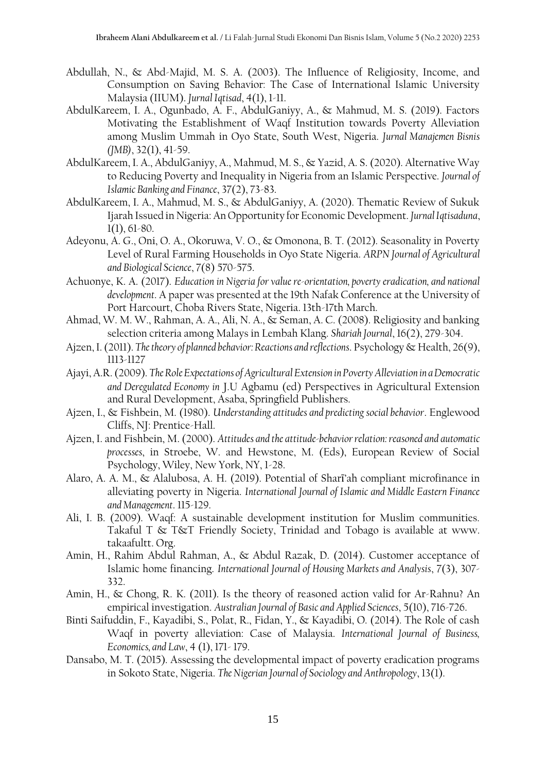Abdullah, N., & Abd-Majid, M. S. A. (2003). The Influence of Religiosity, Income, and Consumption on Saving Behavior: The Case of International Islamic University Malaysia (IIUM). *Jurnal Iqtisad*, 4(1), 1-11.

AbdulKareem, I. A., Ogunbado, A. F., AbdulGaniyy, A., & Mahmud, M. S. (2019). Factors Motivating the Establishment of Waqf Institution towards Poverty Alleviation among Muslim Ummah in Oyo State, South West, Nigeria. *Jurnal Manajemen Bisnis (JMB)*, 32(1), 41-59.

AbdulKareem, I. A., AbdulGaniyy, A., Mahmud, M. S., & Yazid, A. S. (2020). Alternative Way to Reducing Poverty and Inequality in Nigeria from an Islamic Perspective. *Journal of Islamic Banking and Finance*, 37(2), 73-83.

AbdulKareem, I. A., Mahmud, M. S., & AbdulGaniyy, A. (2020). Thematic Review of Sukuk Ijarah Issued in Nigeria: An Opportunity for Economic Development. *Jurnal Iqtisaduna*, 1(1), 61-80.

Adeyonu, A. G., Oni, O. A., Okoruwa, V. O., & Omonona, B. T. (2012). Seasonality in Poverty Level of Rural Farming Households in Oyo State Nigeria. *ARPN Journal of Agricultural and Biological Science*, 7(8) 570-575.

Achuonye, K. A. (2017). *Education in Nigeria for value re-orientation, poverty eradication, and national development*. A paper was presented at the 19th Nafak Conference at the University of Port Harcourt, Choba Rivers State, Nigeria. 13th-17th March.

Ahmad, W. M. W., Rahman, A. A., Ali, N. A., & Seman, A. C. (2008). Religiosity and banking selection criteria among Malays in Lembah Klang. *Shariah Journal*, 16(2), 279-304.

Ajzen, I. (2011). *The theory of planned behavior: Reactions and reflections*. Psychology & Health, 26(9), 1113-1127

Ajayi, A.R. (2009). *The Role Expectations of Agricultural Extension in Poverty Alleviation in a Democratic and Deregulated Economy in* J.U Agbamu (ed) Perspectives in Agricultural Extension and Rural Development, Asaba, Springfield Publishers.

Ajzen, I., & Fishbein, M. (1980). *Understanding attitudes and predicting social behavior*. Englewood Cliffs, NJ: Prentice-Hall.

Ajzen, I. and Fishbein, M. (2000). *Attitudes and the attitude-behavior relation: reasoned and automatic processes*, in Stroebe, W. and Hewstone, M. (Eds), European Review of Social Psychology, Wiley, New York, NY, 1-28.

Alaro, A. A. M., & Alalubosa, A. H. (2019). Potential of Sharī'ah compliant microfinance in alleviating poverty in Nigeria. *International Journal of Islamic and Middle Eastern Finance and Management*. 115-129.

Ali, I. B. (2009). Waqf: A sustainable development institution for Muslim communities. Takaful T & T&T Friendly Society, Trinidad and Tobago is available at www. takaafultt. Org.

Amin, H., Rahim Abdul Rahman, A., & Abdul Razak, D. (2014). Customer acceptance of Islamic home financing. *International Journal of Housing Markets and Analysis*, 7(3), 307-332.

Amin, H., & Chong, R. K. (2011). Is the theory of reasoned action valid for Ar-Rahnu? An empirical investigation. *Australian Journal of Basic and Applied Sciences*, 5(10), 716-726.

Binti Saifuddin, F., Kayadibi, S., Polat, R., Fidan, Y., & Kayadibi, O. (2014). The Role of cash Waqf in poverty alleviation: Case of Malaysia. *International Journal of Business, Economics, and Law*, 4 (1), 171- 179.

Dansabo, M. T. (2015). Assessing the developmental impact of poverty eradication programs in Sokoto State, Nigeria. *The Nigerian Journal of Sociology and Anthropology*, 13(1).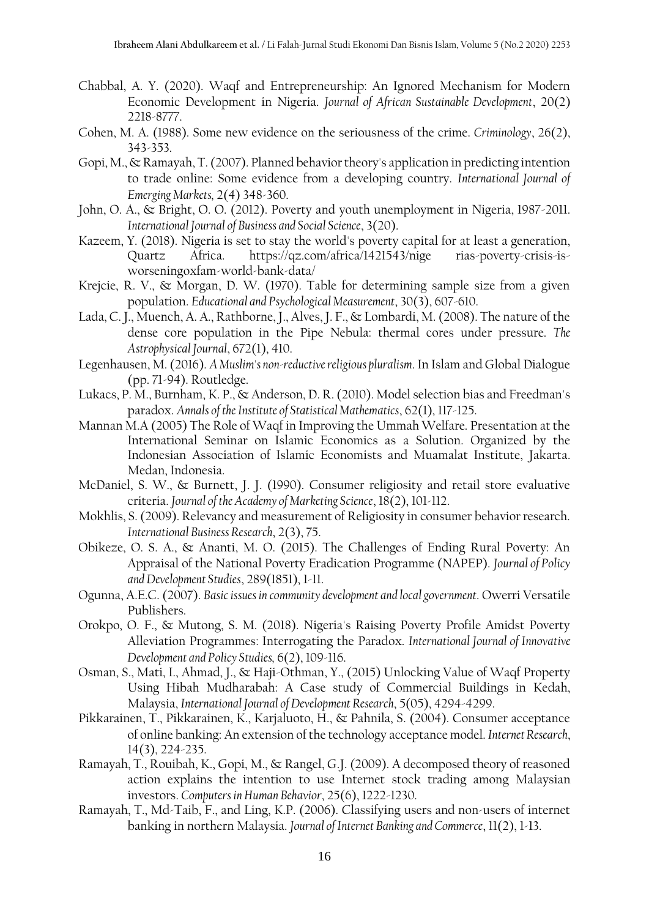Chabbal, A. Y. (2020). Waqf and Entrepreneurship: An Ignored Mechanism for Modern Economic Development in Nigeria. *Journal of African Sustainable Development*, 20(2) 2218-8777.

Cohen, M. A. (1988). Some new evidence on the seriousness of the crime. *Criminology*, 26(2), 343-353.

Gopi, M., & Ramayah, T. (2007). Planned behavior theory's application in predicting intention to trade online: Some evidence from a developing country. *International Journal of Emerging Markets,* 2(4) 348-360.

John, O. A., & Bright, O. O. (2012). Poverty and youth unemployment in Nigeria, 1987-2011. *International Journal of Business and Social Science*, 3(20).

Kazeem, Y. (2018). Nigeria is set to stay the world's poverty capital for at least a generation, Quartz Africa. https://qz.com/africa/1421543/nige rias-poverty-crisis-is-worseningoxfam-world-bank-data/

Krejcie, R. V., & Morgan, D. W. (1970). Table for determining sample size from a given population. *Educational and Psychological Measurement*, 30(3), 607-610.

Lada, C. J., Muench, A. A., Rathborne, J., Alves, J. F., & Lombardi, M. (2008). The nature of the dense core population in the Pipe Nebula: thermal cores under pressure. *The Astrophysical Journal*, 672(1), 410.

Legenhausen, M. (2016). *A Muslim's non-reductive religious pluralism*. In Islam and Global Dialogue (pp. 71-94). Routledge.

Lukacs, P. M., Burnham, K. P., & Anderson, D. R. (2010). Model selection bias and Freedman's paradox. *Annals of the Institute of Statistical Mathematics*, 62(1), 117-125.

Mannan M.A (2005) The Role of Waqf in Improving the Ummah Welfare. Presentation at the International Seminar on Islamic Economics as a Solution. Organized by the Indonesian Association of Islamic Economists and Muamalat Institute, Jakarta. Medan, Indonesia.

McDaniel, S. W., & Burnett, J. J. (1990). Consumer religiosity and retail store evaluative criteria. *Journal of the Academy of Marketing Science*, 18(2), 101-112.

Mokhlis, S. (2009). Relevancy and measurement of Religiosity in consumer behavior research. *International Business Research*, 2(3), 75.

Obikeze, O. S. A., & Ananti, M. O. (2015). The Challenges of Ending Rural Poverty: An Appraisal of the National Poverty Eradication Programme (NAPEP). *Journal of Policy and Development Studies*, 289(1851), 1-11.

Ogunna, A.E.C. (2007). *Basic issues in community development and local government*. Owerri Versatile Publishers.

Orokpo, O. F., & Mutong, S. M. (2018). Nigeria's Raising Poverty Profile Amidst Poverty Alleviation Programmes: Interrogating the Paradox. *International Journal of Innovative Development and Policy Studies,* 6(2), 109-116.

Osman, S., Mati, I., Ahmad, J., & Haji-Othman, Y., (2015) Unlocking Value of Waqf Property Using Hibah Mudharabah: A Case study of Commercial Buildings in Kedah, Malaysia, *International Journal of Development Research*, 5(05), 4294-4299.

Pikkarainen, T., Pikkarainen, K., Karjaluoto, H., & Pahnila, S. (2004). Consumer acceptance of online banking: An extension of the technology acceptance model. *Internet Research*, 14(3), 224-235.

Ramayah, T., Rouibah, K., Gopi, M., & Rangel, G.J. (2009). A decomposed theory of reasoned action explains the intention to use Internet stock trading among Malaysian investors. *Computers in Human Behavior*, 25(6), 1222-1230.

Ramayah, T., Md-Taib, F., and Ling, K.P. (2006). Classifying users and non-users of internet banking in northern Malaysia. *Journal of Internet Banking and Commerce*, 11(2), 1-13.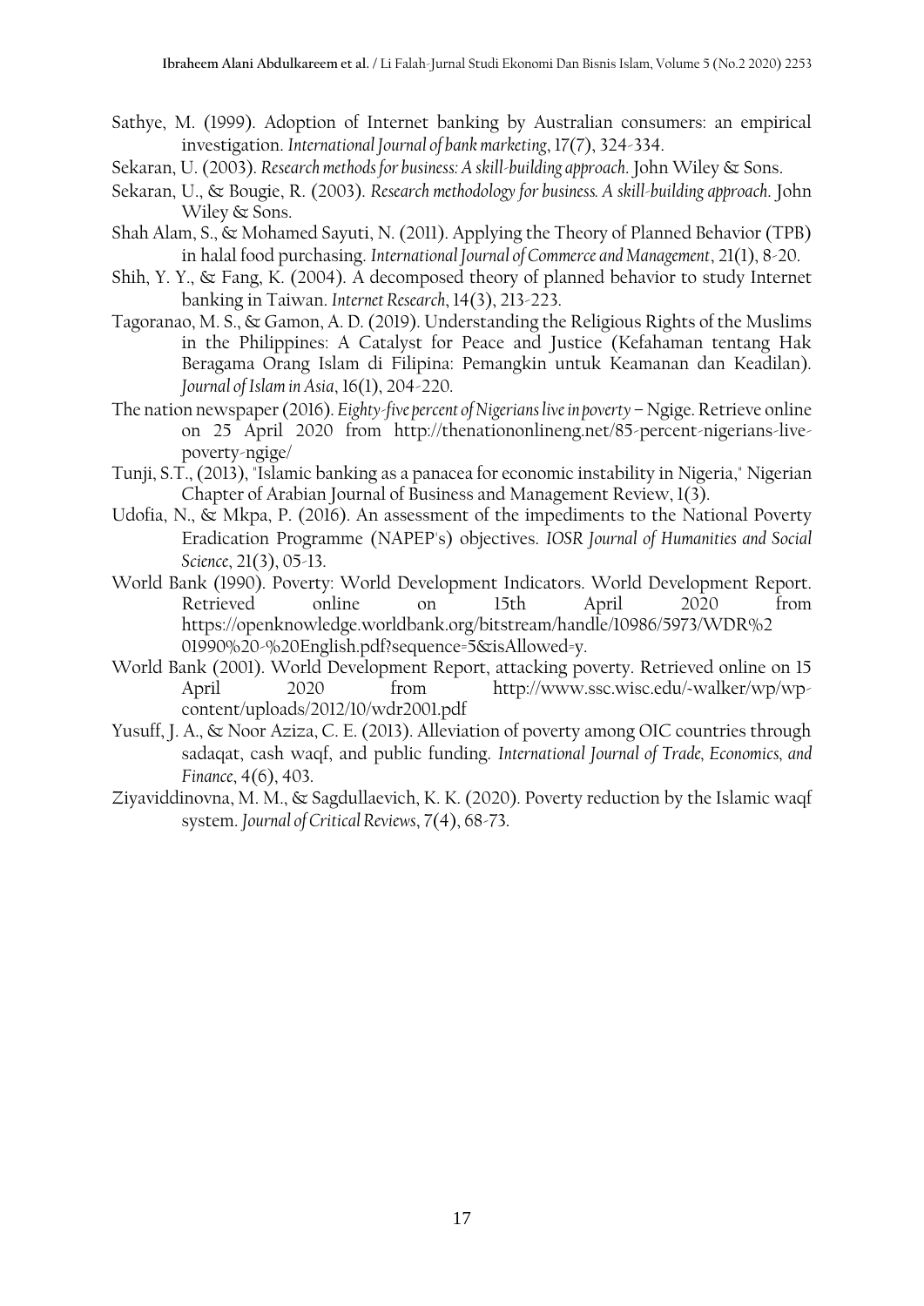Sathye, M. (1999). Adoption of Internet banking by Australian consumers: an empirical investigation. *International Journal of bank marketing*, 17(7), 324-334.

Sekaran, U. (2003). *Research methods for business: A skill-building approach*. John Wiley & Sons.

Sekaran, U., & Bougie, R. (2003). *Research methodology for business. A skill-building approach*. John Wiley & Sons.

Shah Alam, S., & Mohamed Sayuti, N. (2011). Applying the Theory of Planned Behavior (TPB) in halal food purchasing. *International Journal of Commerce and Management*, 21(1), 8-20.

Shih, Y. Y., & Fang, K. (2004). A decomposed theory of planned behavior to study Internet banking in Taiwan. *Internet Research*, 14(3), 213-223.

Tagoranao, M. S., & Gamon, A. D. (2019). Understanding the Religious Rights of the Muslims in the Philippines: A Catalyst for Peace and Justice (Kefahaman tentang Hak Beragama Orang Islam di Filipina: Pemangkin untuk Keamanan dan Keadilan). *Journal of Islam in Asia*, 16(1), 204-220.

The nation newspaper (2016). *Eighty-five percent of Nigerians live in poverty* – Ngige. Retrieve online on 25 April 2020 from http://thenationonlineng.net/85-percent-nigerians-live-poverty-ngige/

Tunji, S.T., (2013), "Islamic banking as a panacea for economic instability in Nigeria," Nigerian Chapter of Arabian Journal of Business and Management Review, 1(3).

Udofia, N., & Mkpa, P. (2016). An assessment of the impediments to the National Poverty Eradication Programme (NAPEP's) objectives. *IOSR Journal of Humanities and Social Science*, 21(3), 05-13.

World Bank (1990). Poverty: World Development Indicators. World Development Report. Retrieved online on 15th April 2020 from https://openknowledge.worldbank.org/bitstream/handle/10986/5973/WDR%201990%20-%20English.pdf?sequence=5&isAllowed=y.

World Bank (2001). World Development Report, attacking poverty. Retrieved online on 15 April 2020 from http://www.ssc.wisc.edu/~walker/wp/wp-content/uploads/2012/10/wdr2001.pdf

Yusuff, J. A., & Noor Aziza, C. E. (2013). Alleviation of poverty among OIC countries through sadaqat, cash waqf, and public funding. *International Journal of Trade, Economics, and Finance*, 4(6), 403.

Ziyaviddinovna, M. M., & Sagdullaevich, K. K. (2020). Poverty reduction by the Islamic waqf system. *Journal of Critical Reviews*, 7(4), 68-73.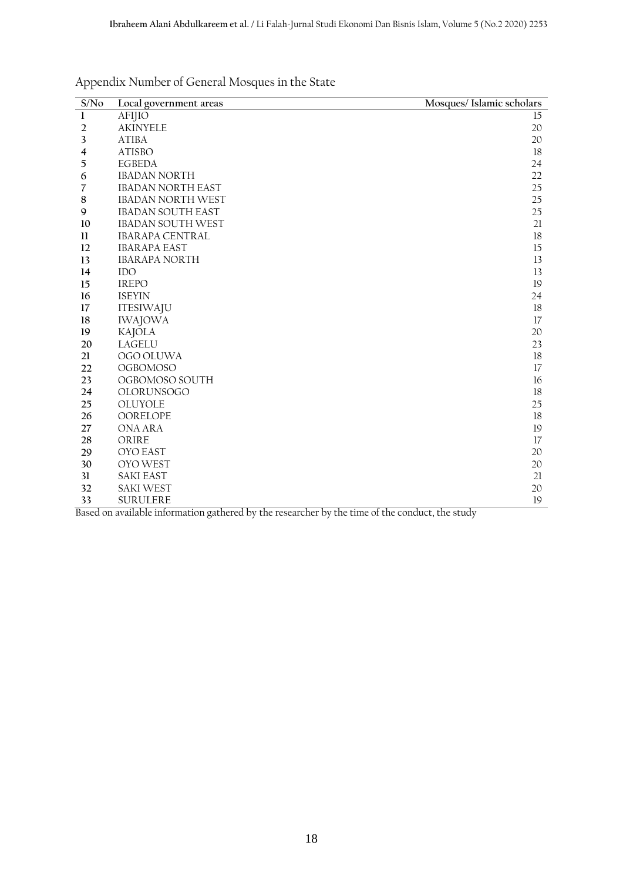Appendix Number of General Mosques in the State

| S/No | Local government areas | Mosques/ Islamic scholars |
|---|---|---|
| 1 | AFIJIO | 15 |
| 2 | AKINYELE | 20 |
| 3 | ATIBA | 20 |
| 4 | ATISBO | 18 |
| 5 | EGBEDA | 24 |
| 6 | IBADAN NORTH | 22 |
| 7 | IBADAN NORTH EAST | 25 |
| 8 | IBADAN NORTH WEST | 25 |
| 9 | IBADAN SOUTH EAST | 25 |
| 10 | IBADAN SOUTH WEST | 21 |
| 11 | IBARAPA CENTRAL | 18 |
| 12 | IBARAPA EAST | 15 |
| 13 | IBARAPA NORTH | 13 |
| 14 | IDO | 13 |
| 15 | IREPO | 19 |
| 16 | ISEYIN | 24 |
| 17 | ITESIWAJU | 18 |
| 18 | IWAJOWA | 17 |
| 19 | KAJOLA | 20 |
| 20 | LAGELU | 23 |
| 21 | OGO OLUWA | 18 |
| 22 | OGBOMOSO | 17 |
| 23 | OGBOMOSO SOUTH | 16 |
| 24 | OLORUNSOGO | 18 |
| 25 | OLUYOLE | 25 |
| 26 | OORELOPE | 18 |
| 27 | ONA ARA | 19 |
| 28 | ORIRE | 17 |
| 29 | OYO EAST | 20 |
| 30 | OYO WEST | 20 |
| 31 | SAKI EAST | 21 |
| 32 | SAKI WEST | 20 |
| 33 | SURULERE | 19 |

Based on available information gathered by the researcher by the time of the conduct, the study